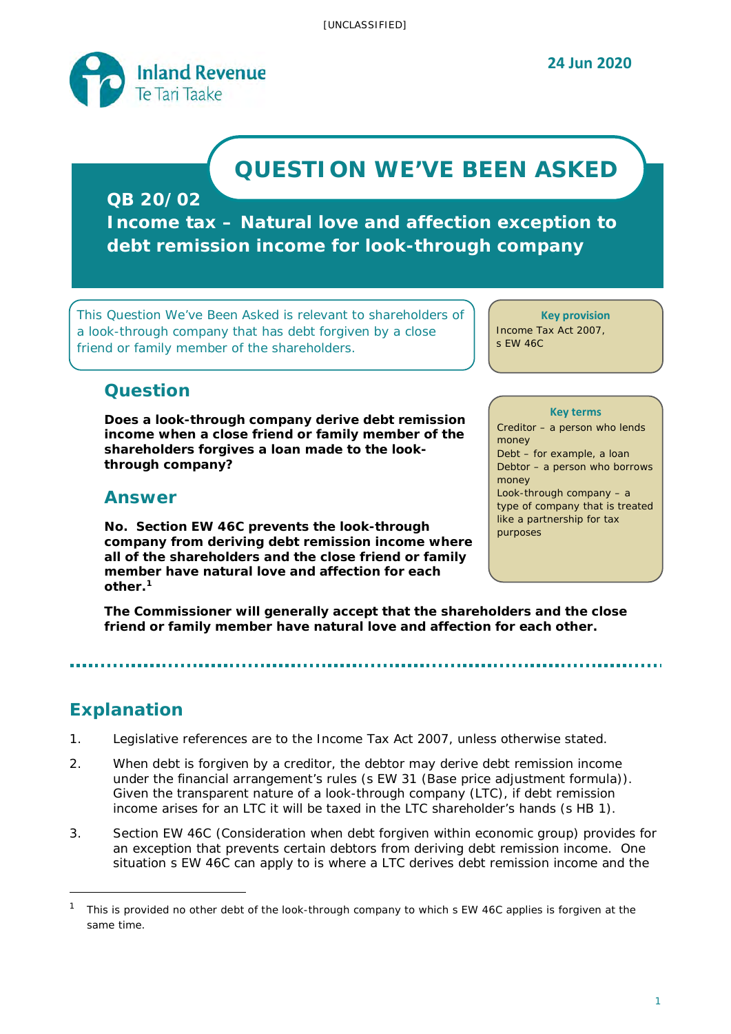[UNCLASSIFIED]

Inland Revenue
Te Tari Taake

24 Jun 2020

# QUESTION WE'VE BEEN ASKED

## QB 20/02

## Income tax – Natural love and affection exception to debt remission income for look-through company

This Question We've Been Asked is relevant to shareholders of a look-through company that has debt forgiven by a close friend or family member of the shareholders.

**Key provision**

Income Tax Act 2007, s EW 46C

**Key terms**

Creditor – a person who lends money

Debt – for example, a loan

Debtor – a person who borrows money

Look-through company – a type of company that is treated like a partnership for tax purposes

## Question

**Does a look-through company derive debt remission income when a close friend or family member of the shareholders forgives a loan made to the look-through company?**

## Answer

**No. Section EW 46C prevents the look-through company from deriving debt remission income where all of the shareholders and the close friend or family member have natural love and affection for each other.[1]**

**The Commissioner will generally accept that the shareholders and the close friend or family member have natural love and affection for each other.**

## Explanation

1. Legislative references are to the Income Tax Act 2007, unless otherwise stated.

2. When debt is forgiven by a creditor, the debtor may derive debt remission income under the financial arrangement's rules (s EW 31 (Base price adjustment formula)). Given the transparent nature of a look-through company (LTC), if debt remission income arises for an LTC it will be taxed in the LTC shareholder's hands (s HB 1).

3. Section EW 46C (Consideration when debt forgiven within economic group) provides for an exception that prevents certain debtors from deriving debt remission income. One situation s EW 46C can apply to is where a LTC derives debt remission income and the

[1] This is provided no other debt of the look-through company to which s EW 46C applies is forgiven at the same time.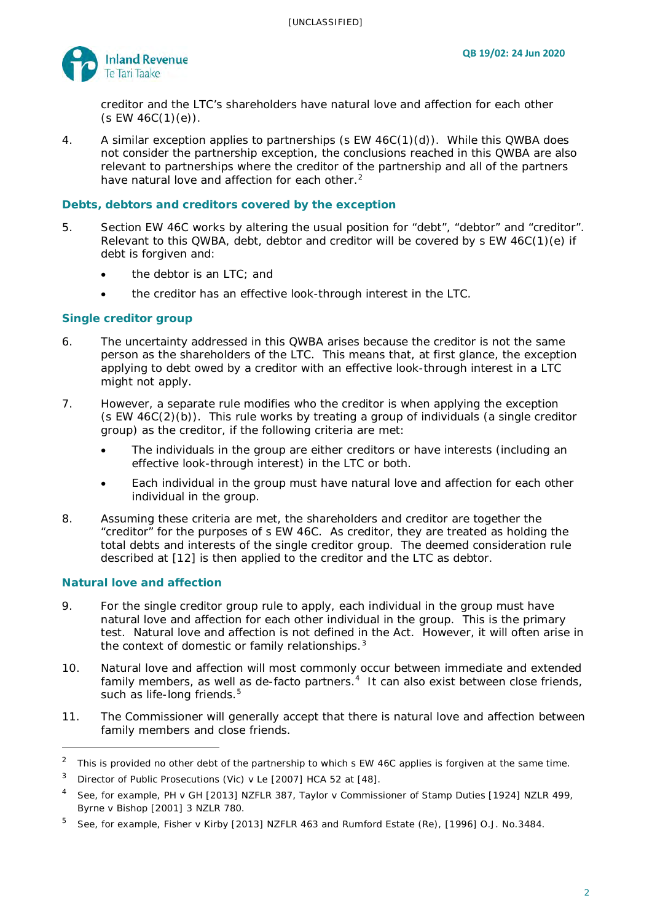creditor and the LTC's shareholders have natural love and affection for each other (s EW 46C(1)(e)).

4. A similar exception applies to partnerships (s EW 46C(1)(d)). While this QWBA does not consider the partnership exception, the conclusions reached in this QWBA are also relevant to partnerships where the creditor of the partnership and all of the partners have natural love and affection for each other.[2]

## Debts, debtors and creditors covered by the exception

5. Section EW 46C works by altering the usual position for "debt", "debtor" and "creditor". Relevant to this QWBA, debt, debtor and creditor will be covered by s EW 46C(1)(e) if debt is forgiven and:

   - the debtor is an LTC; and
   - the creditor has an effective look-through interest in the LTC.

## Single creditor group

6. The uncertainty addressed in this QWBA arises because the creditor is not the same person as the shareholders of the LTC. This means that, at first glance, the exception applying to debt owed by a creditor with an effective look-through interest in a LTC might not apply.

7. However, a separate rule modifies who the creditor is when applying the exception (s EW 46C(2)(b)). This rule works by treating a group of individuals (a single creditor group) as the creditor, if the following criteria are met:

   - The individuals in the group are either creditors or have interests (including an effective look-through interest) in the LTC or both.
   - Each individual in the group must have natural love and affection for each other individual in the group.

8. Assuming these criteria are met, the shareholders and creditor are together the "creditor" for the purposes of s EW 46C. As creditor, they are treated as holding the total debts and interests of the single creditor group. The deemed consideration rule described at [12] is then applied to the creditor and the LTC as debtor.

## Natural love and affection

9. For the single creditor group rule to apply, each individual in the group must have natural love and affection for each other individual in the group. This is the primary test. Natural love and affection is not defined in the Act. However, it will often arise in the context of domestic or family relationships.[3]

10. Natural love and affection will most commonly occur between immediate and extended family members, as well as de-facto partners.[4] It can also exist between close friends, such as life-long friends.[5]

11. The Commissioner will generally accept that there is natural love and affection between family members and close friends.

---

[2] This is provided no other debt of the partnership to which s EW 46C applies is forgiven at the same time.

[3] Director of Public Prosecutions (Vic) v Le [2007] HCA 52 at [48].

[4] See, for example, PH v GH [2013] NZFLR 387, Taylor v Commissioner of Stamp Duties [1924] NZLR 499, Byrne v Bishop [2001] 3 NZLR 780.

[5] See, for example, Fisher v Kirby [2013] NZFLR 463 and Rumford Estate (Re), [1996] O.J. No.3484.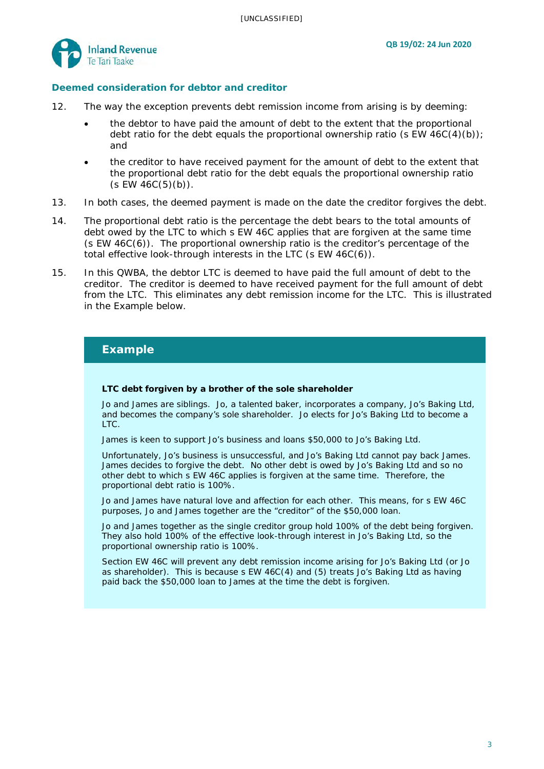### Deemed consideration for debtor and creditor

12. The way the exception prevents debt remission income from arising is by deeming:

    - the debtor to have paid the amount of debt to the extent that the proportional debt ratio for the debt equals the proportional ownership ratio (s EW 46C(4)(b)); and
    - the creditor to have received payment for the amount of debt to the extent that the proportional debt ratio for the debt equals the proportional ownership ratio (s EW 46C(5)(b)).

13. In both cases, the deemed payment is made on the date the creditor forgives the debt.

14. The proportional debt ratio is the percentage the debt bears to the total amounts of debt owed by the LTC to which s EW 46C applies that are forgiven at the same time (s EW 46C(6)). The proportional ownership ratio is the creditor's percentage of the total effective look-through interests in the LTC (s EW 46C(6)).

15. In this QWBA, the debtor LTC is deemed to have paid the full amount of debt to the creditor. The creditor is deemed to have received payment for the full amount of debt from the LTC. This eliminates any debt remission income for the LTC. This is illustrated in the Example below.

## Example

**LTC debt forgiven by a brother of the sole shareholder**

Jo and James are siblings. Jo, a talented baker, incorporates a company, Jo's Baking Ltd, and becomes the company's sole shareholder. Jo elects for Jo's Baking Ltd to become a LTC.

James is keen to support Jo's business and loans $50,000 to Jo's Baking Ltd.

Unfortunately, Jo's business is unsuccessful, and Jo's Baking Ltd cannot pay back James. James decides to forgive the debt. No other debt is owed by Jo's Baking Ltd and so no other debt to which s EW 46C applies is forgiven at the same time. Therefore, the proportional debt ratio is 100%.

Jo and James have natural love and affection for each other. This means, for s EW 46C purposes, Jo and James together are the "creditor" of the $50,000 loan.

Jo and James together as the single creditor group hold 100% of the debt being forgiven. They also hold 100% of the effective look-through interest in Jo's Baking Ltd, so the proportional ownership ratio is 100%.

Section EW 46C will prevent any debt remission income arising for Jo's Baking Ltd (or Jo as shareholder). This is because s EW 46C(4) and (5) treats Jo's Baking Ltd as having paid back the $50,000 loan to James at the time the debt is forgiven.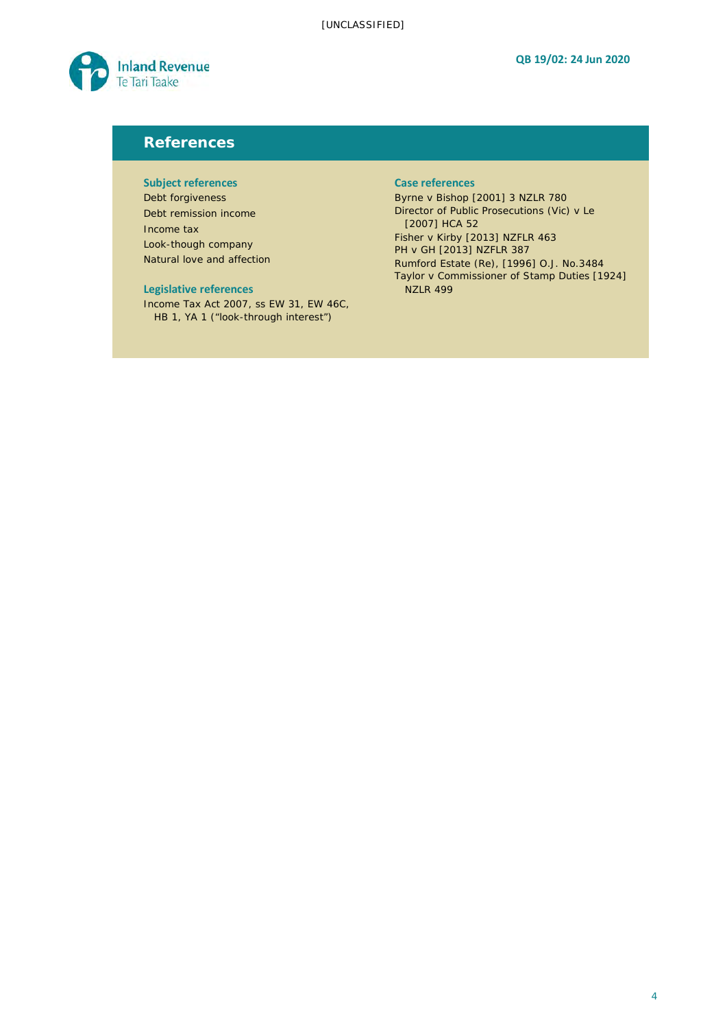## References

### Subject references

Debt forgiveness
Debt remission income
Income tax
Look-though company
Natural love and affection

### Legislative references

Income Tax Act 2007, ss EW 31, EW 46C, HB 1, YA 1 ("look-through interest")

### Case references

Byrne v Bishop [2001] 3 NZLR 780
Director of Public Prosecutions (Vic) v Le [2007] HCA 52
Fisher v Kirby [2013] NZFLR 463
PH v GH [2013] NZFLR 387
Rumford Estate (Re), [1996] O.J. No.3484
Taylor v Commissioner of Stamp Duties [1924] NZLR 499